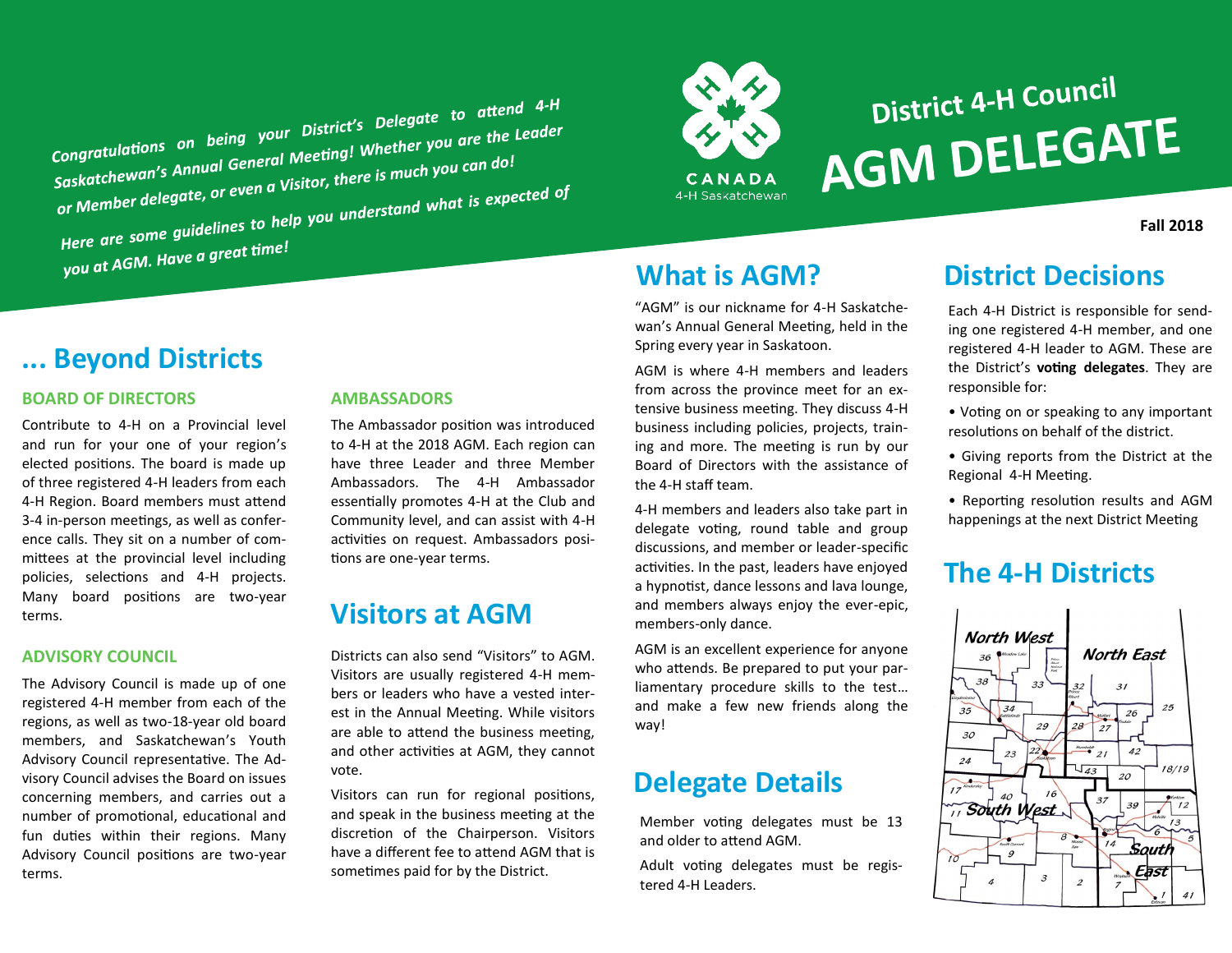# District 4-H Council AGM DELEGATE

Fall 2018

*Congratulations on being your District's Delegate to attend 4-H Saskatchewan's Annual General Meeting! Whether you are the Leader or Member delegate, or even a Visitor, there is much you can do!*

*Here are some guidelines to help you understand what is expected of you at AGM. Have a great time!*

CANADA
4-H Saskatchewan

## ... Beyond Districts

### BOARD OF DIRECTORS

Contribute to 4-H on a Provincial level and run for your one of your region's elected positions. The board is made up of three registered 4-H leaders from each 4-H Region. Board members must attend 3-4 in-person meetings, as well as conference calls. They sit on a number of committees at the provincial level including policies, selections and 4-H projects. Many board positions are two-year terms.

### ADVISORY COUNCIL

The Advisory Council is made up of one registered 4-H member from each of the regions, as well as two-18-year old board members, and Saskatchewan's Youth Advisory Council representative. The Advisory Council advises the Board on issues concerning members, and carries out a number of promotional, educational and fun duties within their regions. Many Advisory Council positions are two-year terms.

### AMBASSADORS

The Ambassador position was introduced to 4-H at the 2018 AGM. Each region can have three Leader and three Member Ambassadors. The 4-H Ambassador essentially promotes 4-H at the Club and Community level, and can assist with 4-H activities on request. Ambassadors positions are one-year terms.

## Visitors at AGM

Districts can also send "Visitors" to AGM. Visitors are usually registered 4-H members or leaders who have a vested interest in the Annual Meeting. While visitors are able to attend the business meeting, and other activities at AGM, they cannot vote.

Visitors can run for regional positions, and speak in the business meeting at the discretion of the Chairperson. Visitors have a different fee to attend AGM that is sometimes paid for by the District.

## What is AGM?

"AGM" is our nickname for 4-H Saskatchewan's Annual General Meeting, held in the Spring every year in Saskatoon.

AGM is where 4-H members and leaders from across the province meet for an extensive business meeting. They discuss 4-H business including policies, projects, training and more. The meeting is run by our Board of Directors with the assistance of the 4-H staff team.

4-H members and leaders also take part in delegate voting, round table and group discussions, and member or leader-specific activities. In the past, leaders have enjoyed a hypnotist, dance lessons and lava lounge, and members always enjoy the ever-epic, members-only dance.

AGM is an excellent experience for anyone who attends. Be prepared to put your parliamentary procedure skills to the test… and make a few new friends along the way!

## Delegate Details

Member voting delegates must be 13 and older to attend AGM.

Adult voting delegates must be registered 4-H Leaders.

## District Decisions

Each 4-H District is responsible for sending one registered 4-H member, and one registered 4-H leader to AGM. These are the District's **voting delegates**. They are responsible for:

- Voting on or speaking to any important resolutions on behalf of the district.
- Giving reports from the District at the Regional 4-H Meeting.
- Reporting resolution results and AGM happenings at the next District Meeting

## The 4-H Districts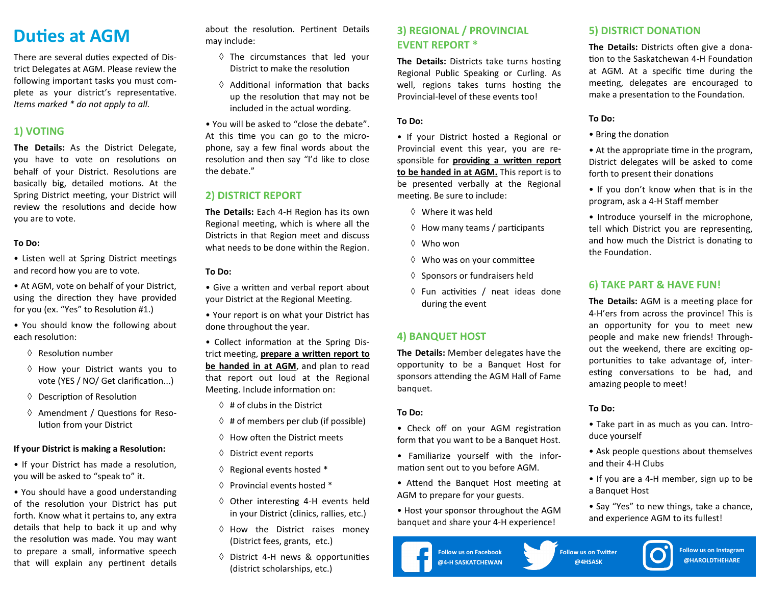# Duties at AGM

There are several duties expected of District Delegates at AGM. Please review the following important tasks you must complete as your district's representative. *Items marked * do not apply to all.*

## 1) VOTING

**The Details:** As the District Delegate, you have to vote on resolutions on behalf of your District. Resolutions are basically big, detailed motions. At the Spring District meeting, your District will review the resolutions and decide how you are to vote.

**To Do:**

- Listen well at Spring District meetings and record how you are to vote.
- At AGM, vote on behalf of your District, using the direction they have provided for you (ex. "Yes" to Resolution #1.)
- You should know the following about each resolution:
  - ◊ Resolution number
  - ◊ How your District wants you to vote (YES / NO/ Get clarification...)
  - ◊ Description of Resolution
  - ◊ Amendment / Questions for Resolution from your District

**If your District is making a Resolution:**

- If your District has made a resolution, you will be asked to "speak to" it.
- You should have a good understanding of the resolution your District has put forth. Know what it pertains to, any extra details that help to back it up and why the resolution was made. You may want to prepare a small, informative speech that will explain any pertinent details about the resolution. Pertinent Details may include:
  - ◊ The circumstances that led your District to make the resolution
  - ◊ Additional information that backs up the resolution that may not be included in the actual wording.
- You will be asked to "close the debate". At this time you can go to the microphone, say a few final words about the resolution and then say "I'd like to close the debate."

## 2) DISTRICT REPORT

**The Details:** Each 4-H Region has its own Regional meeting, which is where all the Districts in that Region meet and discuss what needs to be done within the Region.

**To Do:**

- Give a written and verbal report about your District at the Regional Meeting.
- Your report is on what your District has done throughout the year.
- Collect information at the Spring District meeting, **prepare a written report to be handed in at AGM**, and plan to read that report out loud at the Regional Meeting. Include information on:
  - ◊ # of clubs in the District
  - ◊ # of members per club (if possible)
  - ◊ How often the District meets
  - ◊ District event reports
  - ◊ Regional events hosted *
  - ◊ Provincial events hosted *
  - ◊ Other interesting 4-H events held in your District (clinics, rallies, etc.)
  - ◊ How the District raises money (District fees, grants, etc.)
  - ◊ District 4-H news & opportunities (district scholarships, etc.)

## 3) REGIONAL / PROVINCIAL EVENT REPORT *

**The Details:** Districts take turns hosting Regional Public Speaking or Curling. As well, regions takes turns hosting the Provincial-level of these events too!

**To Do:**

- If your District hosted a Regional or Provincial event this year, you are responsible for **providing a written report to be handed in at AGM.** This report is to be presented verbally at the Regional meeting. Be sure to include:
  - ◊ Where it was held
  - ◊ How many teams / participants
  - ◊ Who won
  - ◊ Who was on your committee
  - ◊ Sponsors or fundraisers held
  - ◊ Fun activities / neat ideas done during the event

## 4) BANQUET HOST

**The Details:** Member delegates have the opportunity to be a Banquet Host for sponsors attending the AGM Hall of Fame banquet.

**To Do:**

- Check off on your AGM registration form that you want to be a Banquet Host.
- Familiarize yourself with the information sent out to you before AGM.
- Attend the Banquet Host meeting at AGM to prepare for your guests.
- Host your sponsor throughout the AGM banquet and share your 4-H experience!

## 5) DISTRICT DONATION

**The Details:** Districts often give a donation to the Saskatchewan 4-H Foundation at AGM. At a specific time during the meeting, delegates are encouraged to make a presentation to the Foundation.

**To Do:**

- Bring the donation
- At the appropriate time in the program, District delegates will be asked to come forth to present their donations
- If you don't know when that is in the program, ask a 4-H Staff member
- Introduce yourself in the microphone, tell which District you are representing, and how much the District is donating to the Foundation.

## 6) TAKE PART & HAVE FUN!

**The Details:** AGM is a meeting place for 4-H'ers from across the province! This is an opportunity for you to meet new people and make new friends! Throughout the weekend, there are exciting opportunities to take advantage of, interesting conversations to be had, and amazing people to meet!

**To Do:**

- Take part in as much as you can. Introduce yourself
- Ask people questions about themselves and their 4-H Clubs
- If you are a 4-H member, sign up to be a Banquet Host
- Say "Yes" to new things, take a chance, and experience AGM to its fullest!

Follow us on Facebook @4-H SASKATCHEWAN

Follow us on Twitter @4HSASK

Follow us on Instagram @HAROLDTHEHARE